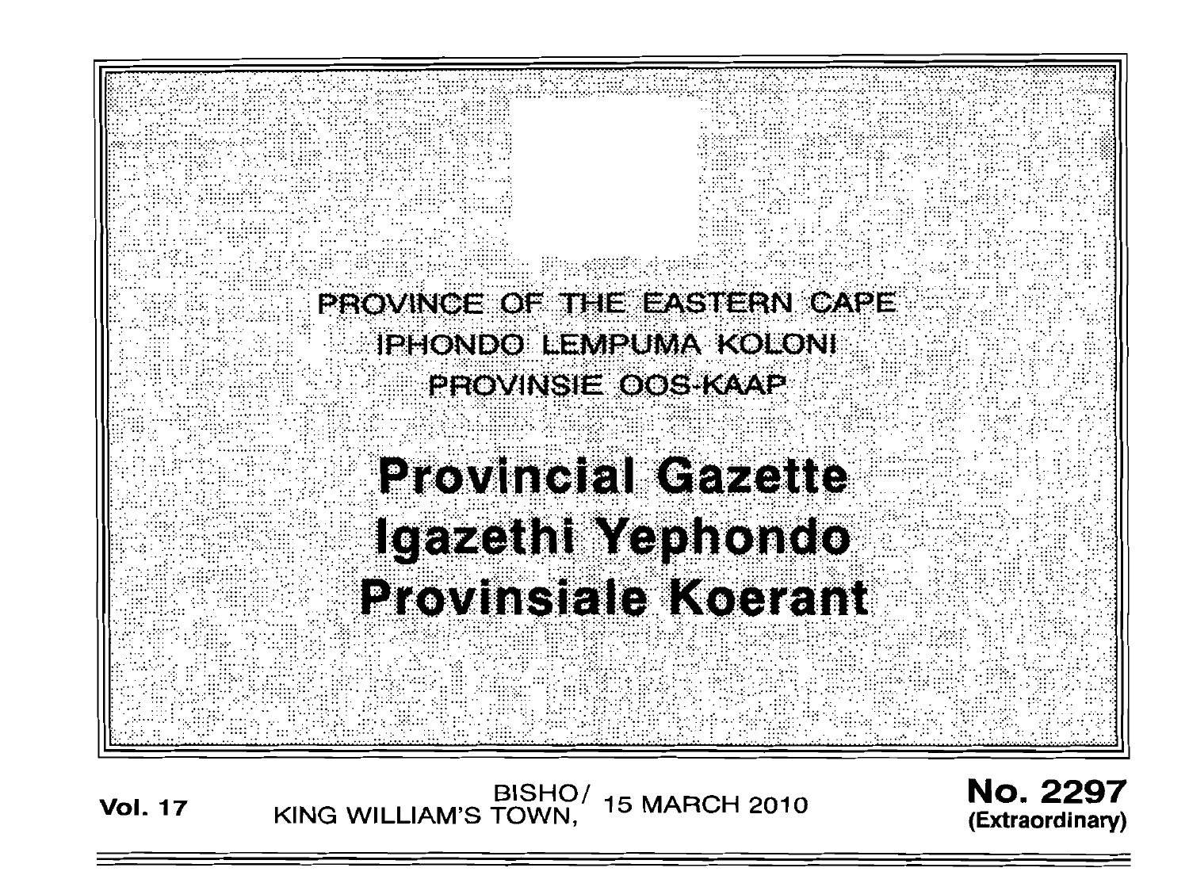PROVINCE OF THE EASTERN CAPE
IPHONDO LEMPUMA KOLONI
PROVINSIE OOS-KAAP

# Provincial Gazette
# Igazethi Yephondo
# Provinsiale Koerant

**Vol. 17** BISHO/ KING WILLIAM'S TOWN, 15 MARCH 2010 **No. 2297 (Extraordinary)**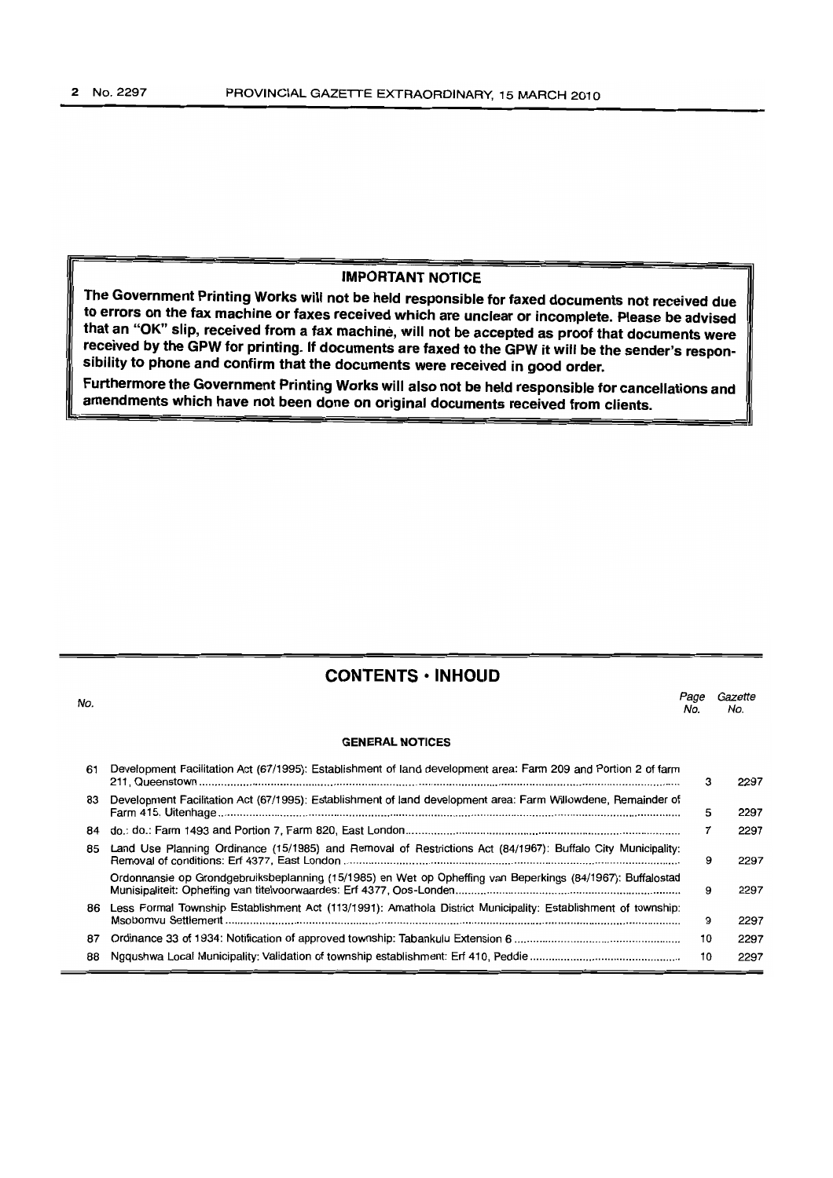**IMPORTANT NOTICE**

**The Government Printing Works will not be held responsible for faxed documents not received due to errors on the fax machine or faxes received which are unclear or incomplete. Please be advised that an "OK" slip, received from a fax machine, will not be accepted as proof that documents were received by the GPW for printing. If documents are faxed to the GPW it will be the sender's responsibility to phone and confirm that the documents were received in good order.**

**Furthermore the Government Printing Works will also not be held responsible for cancellations and amendments which have not been done on original documents received from clients.**

## CONTENTS • INHOUD

| No. | | Page No. | Gazette No. |
|---|---|---|---|
| | **GENERAL NOTICES** | | |
| 61 | Development Facilitation Act (67/1995): Establishment of land development area: Farm 209 and Portion 2 of farm 211, Queenstown | 3 | 2297 |
| 83 | Development Facilitation Act (67/1995): Establishment of land development area: Farm Willowdene, Remainder of Farm 415, Uitenhage | 5 | 2297 |
| 84 | do.: do.: Farm 1493 and Portion 7, Farm 820, East London | 7 | 2297 |
| 85 | Land Use Planning Ordinance (15/1985) and Removal of Restrictions Act (84/1967): Buffalo City Municipality: Removal of conditions: Erf 4377, East London | 9 | 2297 |
| | Ordonnansie op Grondgebruiksbeplanning (15/1985) en Wet op Opheffing van Beperkings (84/1967): Buffalostad Munisipaliteit: Opheffing van titelvoorwaardes: Erf 4377, Oos-Londen | 9 | 2297 |
| 86 | Less Formal Township Establishment Act (113/1991): Amathola District Municipality: Establishment of township: Msobomvu Settlement | 9 | 2297 |
| 87 | Ordinance 33 of 1934: Notification of approved township: Tabankulu Extension 6 | 10 | 2297 |
| 88 | Ngqushwa Local Municipality: Validation of township establishment: Erf 410, Peddie | 10 | 2297 |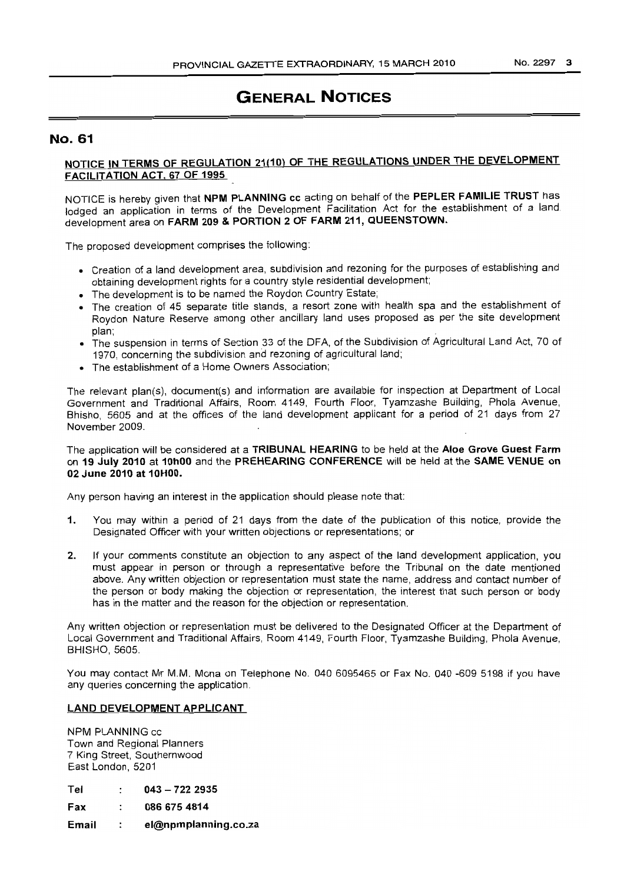# GENERAL NOTICES

## No. 61

**NOTICE IN TERMS OF REGULATION 21(10) OF THE REGULATIONS UNDER THE DEVELOPMENT FACILITATION ACT, 67 OF 1995**

NOTICE is hereby given that **NPM PLANNING cc** acting on behalf of the **PEPLER FAMILIE TRUST** has lodged an application in terms of the Development Facilitation Act for the establishment of a land development area on **FARM 209 & PORTION 2 OF FARM 211, QUEENSTOWN.**

The proposed development comprises the following:

- Creation of a land development area, subdivision and rezoning for the purposes of establishing and obtaining development rights for a country style residential development;
- The development is to be named the Roydon Country Estate;
- The creation of 45 separate title stands, a resort zone with health spa and the establishment of Roydon Nature Reserve among other ancillary land uses proposed as per the site development plan;
- The suspension in terms of Section 33 of the DFA, of the Subdivision of Agricultural Land Act, 70 of 1970, concerning the subdivision and rezoning of agricultural land;
- The establishment of a Home Owners Association;

The relevant plan(s), document(s) and information are available for inspection at Department of Local Government and Traditional Affairs, Room 4149, Fourth Floor, Tyamzashe Building, Phola Avenue, Bhisho, 5605 and at the offices of the land development applicant for a period of 21 days from 27 November 2009.

The application will be considered at a **TRIBUNAL HEARING** to be held at the **Aloe Grove Guest Farm** on **19 July 2010** at **10h00** and the **PREHEARING CONFERENCE** will be held at the **SAME VENUE on 02 June 2010 at 10H00.**

Any person having an interest in the application should please note that:

1. You may within a period of 21 days from the date of the publication of this notice, provide the Designated Officer with your written objections or representations; or
2. If your comments constitute an objection to any aspect of the land development application, you must appear in person or through a representative before the Tribunal on the date mentioned above. Any written objection or representation must state the name, address and contact number of the person or body making the objection or representation, the interest that such person or body has in the matter and the reason for the objection or representation.

Any written objection or representation must be delivered to the Designated Officer at the Department of Local Government and Traditional Affairs, Room 4149, Fourth Floor, Tyamzashe Building, Phola Avenue, BHISHO, 5605.

You may contact Mr M.M. Mona on Telephone No. 040 6095465 or Fax No. 040 -609 5198 if you have any queries concerning the application.

**LAND DEVELOPMENT APPLICANT**

NPM PLANNING cc
Town and Regional Planners
7 King Street, Southernwood
East London, 5201

**Tel** : **043 – 722 2935**
**Fax** : **086 675 4814**
**Email** : **el@npmplanning.co.za**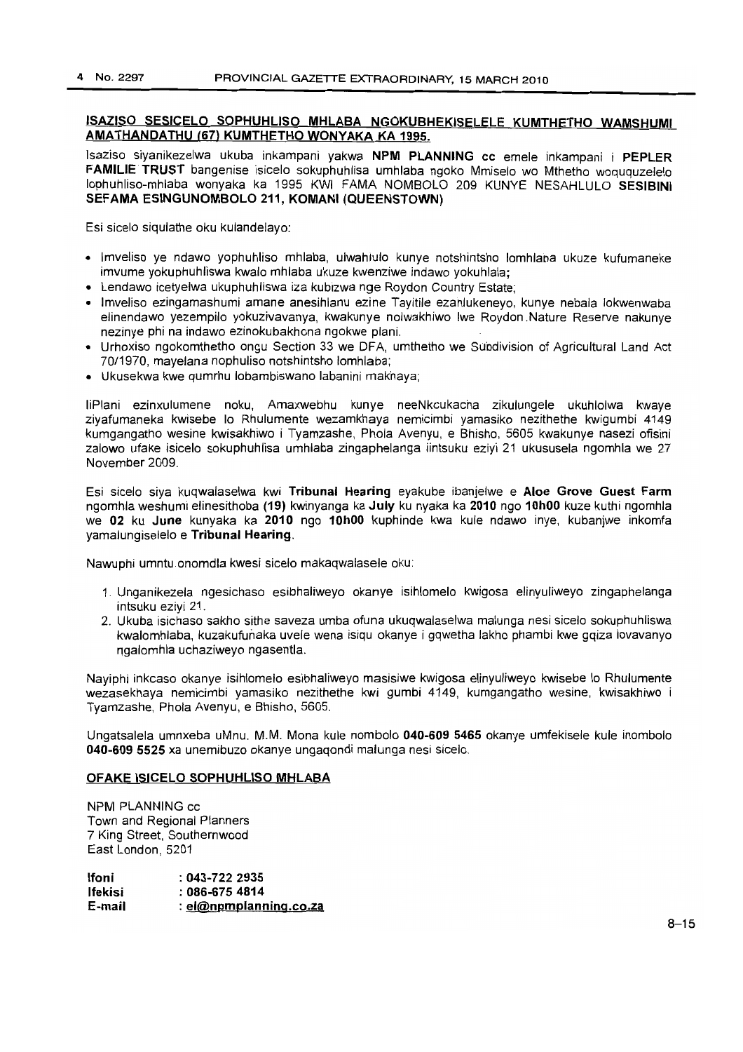## ISAZISO SESICELO SOPHUHLISO MHLABA NGOKUBHEKISELELE KUMTHETHO WAMSHUMI AMATHANDATHU (67) KUMTHETHO WONYAKA KA 1995.

Isaziso siyanikezelwa ukuba inkampani yakwa **NPM PLANNING cc** emele inkampani i **PEPLER FAMILIE TRUST** bangenise isicelo sokuphuhlisa umhlaba ngoko Mmiselo wo Mthetho woququzelelo lophuhliso-mhlaba wonyaka ka 1995 KWI FAMA NOMBOLO 209 KUNYE NESAHLULO **SESIBINI SEFAMA ESINGUNOMBOLO 211, KOMANI (QUEENSTOWN)**

Esi sicelo siqulathe oku kulandelayo:

- Imveliso ye ndawo yophuhliso mhlaba, ulwahlulo kunye notshintsho lomhlaba ukuze kufumaneke imvume yokuphuhliswa kwalo mhlaba ukuze kwenziwe indawo yokuhlala;
- Lendawo icetyelwa ukuphuhliswa iza kubizwa nge Roydon Country Estate;
- Imveliso ezingamashumi amane anesihlanu ezine Tayitile ezahlukeneyo, kunye nebala lokwenwaba elinendawo yezempilo yokuzivavanya, kwakunye nolwakhiwo lwe Roydon Nature Reserve nakunye nezinye phi na indawo ezinokubakhona ngokwe plani.
- Urhoxiso ngokomthetho ongu Section 33 we DFA, umthetho we Subdivision of Agricultural Land Act 70/1970, mayelana nophuliso notshintsho lomhlaba;
- Ukusekwa kwe qumrhu lobambiswano labanini makhaya;

IiPlani ezinxulumene noku, Amaxwebhu kunye neeNkcukacha zikulungele ukuhlolwa kwaye ziyafumaneka kwisebe lo Rhulumente wezamkhaya nemicimbi yamasiko nezithethe kwigumbi 4149 kumgangatho wesine kwisakhiwo i Tyamzashe, Phola Avenyu, e Bhisho, 5605 kwakunye nasezi ofisini zalowo ufake isicelo sokuphuhlisa umhlaba zingaphelanga iintsuku eziyi 21 ukususela ngomhla we 27 November 2009.

Esi sicelo siya kuqwalaselwa kwi **Tribunal Hearing** eyakube ibanjelwe e **Aloe Grove Guest Farm** ngomhla weshumi elinesithoba **(19)** kwinyanga ka **July** ku nyaka ka **2010** ngo **10h00** kuze kuthi ngomhla we **02** ku **June** kunyaka ka **2010** ngo **10h00** kuphinde kwa kule ndawo inye, kubanjwe inkomfa yamalungiselelo e **Tribunal Hearing**.

Nawuphi umntu onomdla kwesi sicelo makaqwalasele oku:

1. Unganikezela ngesichaso esibhaliweyo okanye isihlomelo kwigosa elinyuliweyo zingaphelanga intsuku eziyi 21.
2. Ukuba isichaso sakho sithe saveza umba ofuna ukuqwalaselwa malunga nesi sicelo sokuphuhliswa kwalomhlaba, kuzakufuneka uvele wena isiqu okanye i gqwetha lakho phambi kwe gqiza lovavanyo ngalomhla uchaziweyo ngasentla.

Nayiphi inkcaso okanye isihlomelo esibhaliweyo masisiwe kwigosa elinyuliweyo kwisebe lo Rhulumente wezasekhaya nemicimbi yamasiko nezithethe kwi gumbi 4149, kumgangatho wesine, kwisakhiwo i Tyamzashe, Phola Avenyu, e Bhisho, 5605.

Ungatsalela umnxeba uMnu. M.M. Mona kule nombolo **040-609 5465** okanye umfekisele kule inombolo **040-609 5525** xa unemibuzo okanye ungaqondi malunga nesi sicelo.

### OFAKE ISICELO SOPHUHLISO MHLABA

NPM PLANNING cc
Town and Regional Planners
7 King Street, Southernwood
East London, 5201

**Ifoni** : **043-722 2935**
**Ifekisi** : **086-675 4814**
**E-mail** : **el@npmplanning.co.za**

8–15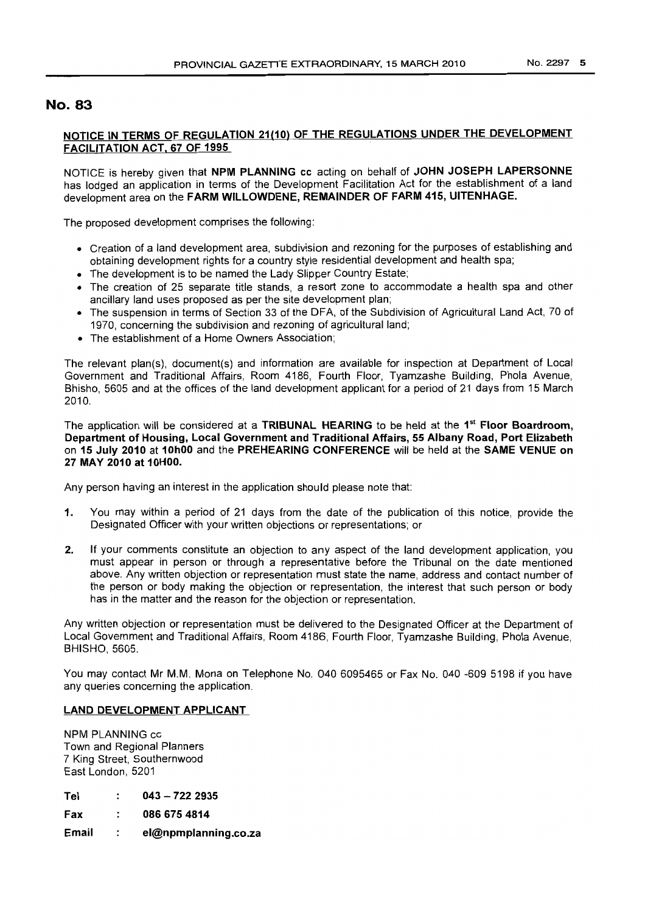# No. 83

**NOTICE IN TERMS OF REGULATION 21(10) OF THE REGULATIONS UNDER THE DEVELOPMENT FACILITATION ACT, 67 OF 1995**

NOTICE is hereby given that **NPM PLANNING cc** acting on behalf of **JOHN JOSEPH LAPERSONNE** has lodged an application in terms of the Development Facilitation Act for the establishment of a land development area on the **FARM WILLOWDENE, REMAINDER OF FARM 415, UITENHAGE.**

The proposed development comprises the following:

- Creation of a land development area, subdivision and rezoning for the purposes of establishing and obtaining development rights for a country style residential development and health spa;
- The development is to be named the Lady Slipper Country Estate;
- The creation of 25 separate title stands, a resort zone to accommodate a health spa and other ancillary land uses proposed as per the site development plan;
- The suspension in terms of Section 33 of the DFA, of the Subdivision of Agricultural Land Act, 70 of 1970, concerning the subdivision and rezoning of agricultural land;
- The establishment of a Home Owners Association;

The relevant plan(s), document(s) and information are available for inspection at Department of Local Government and Traditional Affairs, Room 4186, Fourth Floor, Tyamzashe Building, Phola Avenue, Bhisho, 5605 and at the offices of the land development applicant for a period of 21 days from 15 March 2010.

The application will be considered at a **TRIBUNAL HEARING** to be held at the **1st Floor Boardroom, Department of Housing, Local Government and Traditional Affairs, 55 Albany Road, Port Elizabeth** on **15 July 2010** at **10h00** and the **PREHEARING CONFERENCE** will be held at the **SAME VENUE on 27 MAY 2010 at 10H00.**

Any person having an interest in the application should please note that:

1. You may within a period of 21 days from the date of the publication of this notice, provide the Designated Officer with your written objections or representations; or
2. If your comments constitute an objection to any aspect of the land development application, you must appear in person or through a representative before the Tribunal on the date mentioned above. Any written objection or representation must state the name, address and contact number of the person or body making the objection or representation, the interest that such person or body has in the matter and the reason for the objection or representation.

Any written objection or representation must be delivered to the Designated Officer at the Department of Local Government and Traditional Affairs, Room 4186, Fourth Floor, Tyamzashe Building, Phola Avenue, BHISHO, 5605.

You may contact Mr M.M. Mona on Telephone No. 040 6095465 or Fax No. 040 -609 5198 if you have any queries concerning the application.

**LAND DEVELOPMENT APPLICANT**

NPM PLANNING cc
Town and Regional Planners
7 King Street, Southernwood
East London, 5201

**Tel** : **043 – 722 2935**

**Fax** : **086 675 4814**

**Email** : **el@npmplanning.co.za**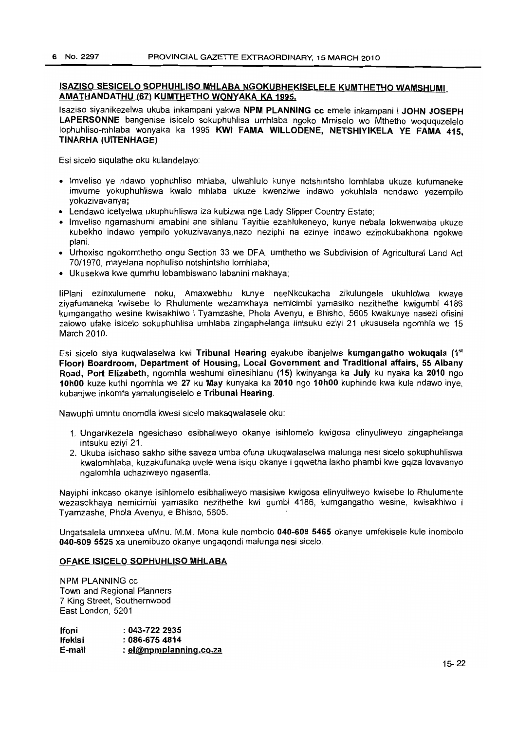## ISAZISO SESICELO SOPHUHLISO MHLABA NGOKUBHEKISELELE KUMTHETHO WAMSHUMI AMATHANDATHU (67) KUMTHETHO WONYAKA KA 1995.

Isaziso siyanikezelwa ukuba inkampani yakwa **NPM PLANNING cc** emele inkampani i **JOHN JOSEPH LAPERSONNE** bangenise isicelo sokuphuhlisa umhlaba ngoko Mmiselo wo Mthetho woququzelelo lophuhliso-mhlaba wonyaka ka 1995 **KWI FAMA WILLODENE, NETSHIYIKELA YE FAMA 415, TINARHA (UITENHAGE)**

Esi sicelo siqulathe oku kulandelayo:

- Imveliso ye ndawo yophuhliso mhlaba, ulwahlulo kunye notshintsho lomhlaba ukuze kufumaneke imvume yokuphuhliswa kwalo mhlaba ukuze kwenziwe indawo yokuhlala nendawo yezempilo yokuzivavanya;
- Lendawo icetyelwa ukuphuhliswa iza kubizwa nge Lady Slipper Country Estate;
- Imveliso ngamashumi amabini ane sihlanu Tayitile ezahlukeneyo, kunye nebala lokwenwaba ukuze kubekho indawo yempilo yokuzivavanya,nazo neziphi na ezinye indawo ezinokubakhona ngokwe plani.
- Urhoxiso ngokomthetho ongu Section 33 we DFA, umthetho we Subdivision of Agricultural Land Act 70/1970, mayelana nophuliso notshintsho lomhlaba;
- Ukusekwa kwe qumrhu lobambiswano labanini makhaya;

IiPlani ezinxulumene noku, Amaxwebhu kunye neeNkcukacha zikulungele ukuhlolwa kwaye ziyafumaneka kwisebe lo Rhulumente wezamkhaya nemicimbi yamasiko nezithethe kwigumbi 4186 kumgangatho wesine kwisakhiwo i Tyamzashe, Phola Avenyu, e Bhisho, 5605 kwakunye nasezi ofisini zalowo ufake isicelo sokuphuhlisa umhlaba zingaphelanga iintsuku eziyi 21 ukususela ngomhla we 15 March 2010.

Esi sicelo siya kuqwalaselwa kwi **Tribunal Hearing** eyakube ibanjelwe **kumgangatho wokuqala (1st Floor) Boardroom, Department of Housing, Local Government and Traditional affairs, 55 Albany Road, Port Elizabeth,** ngomhla weshumi elinesihlanu **(15)** kwinyanga ka **July** ku nyaka ka **2010** ngo **10h00** kuze kuthi ngomhla we **27** ku **May** kunyaka ka **2010** ngo **10h00** kuphinde kwa kule ndawo inye, kubanjwe inkomfa yamalungiselelo e **Tribunal Hearing.**

Nawuphi umntu onomdla kwesi sicelo makaqwalasele oku:

1. Unganikezela ngesichaso esibhaliweyo okanye isihlomelo kwigosa elinyuliweyo zingaphelanga intsuku eziyi 21.
2. Ukuba isichaso sakho sithe saveza umba ofuna ukuqwalaselwa malunga nesi sicelo sokuphuhliswa kwalomhlaba, kuzakufunaka uvele wena isiqu okanye i gqwetha lakho phambi kwe gqiza lovavanyo ngalomhla uchaziweyo ngasentla.

Nayiphi inkcaso okanye isihlomelo esibhaliweyo masisiwe kwigosa elinyuliweyo kwisebe lo Rhulumente wezasekhaya nemicimbi yamasiko nezithethe kwi gumbi 4186, kumgangatho wesine, kwisakhiwo i Tyamzashe, Phola Avenyu, e Bhisho, 5605.

Ungatsalela umnxeba uMnu. M.M. Mona kule nombolo **040-609 5465** okanye umfekisele kule inombolo **040-609 5525** xa unemibuzo okanye ungaqondi malunga nesi sicelo.

### OFAKE ISICELO SOPHUHLISO MHLABA

NPM PLANNING cc
Town and Regional Planners
7 King Street, Southernwood
East London, 5201

**Ifoni** : **043-722 2935**
**Ifekisi** : **086-675 4814**
**E-mail** : **el@npmplanning.co.za**

15–22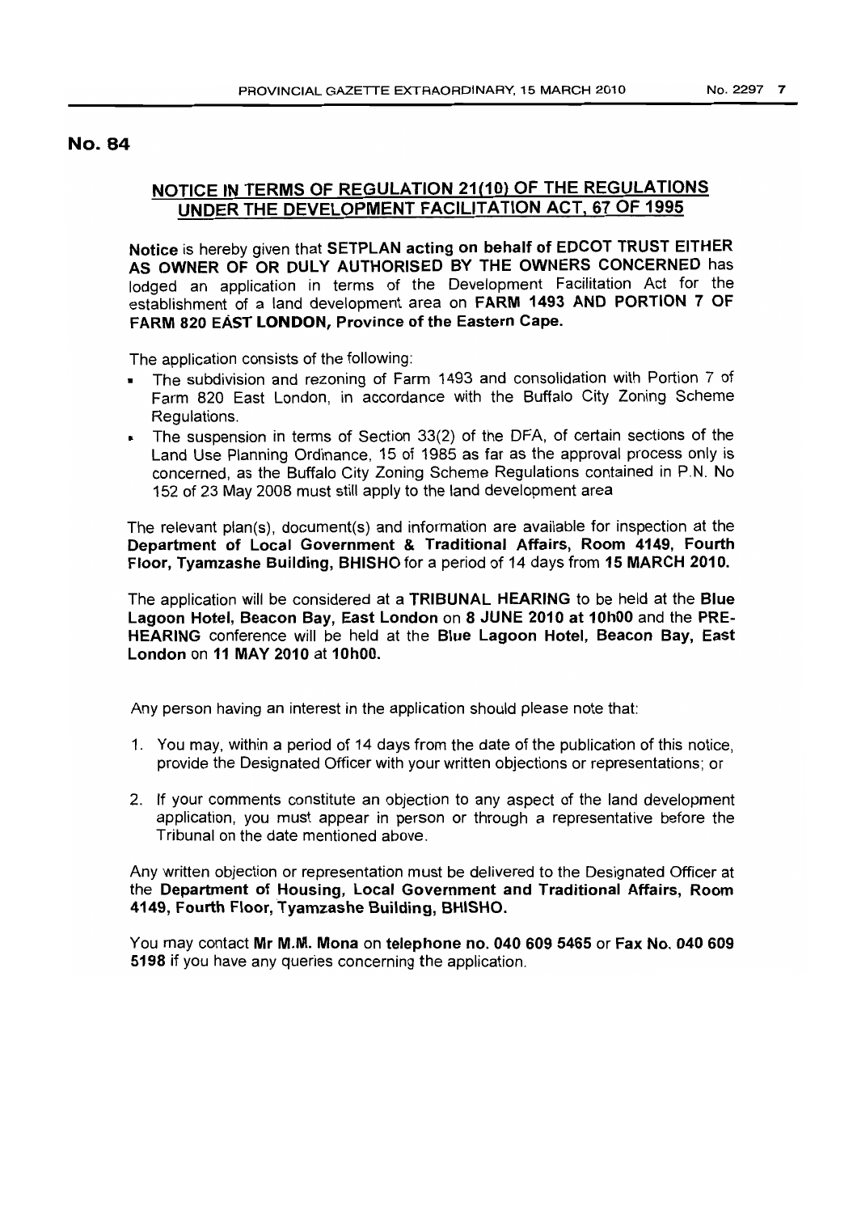## No. 84

### NOTICE IN TERMS OF REGULATION 21(10) OF THE REGULATIONS UNDER THE DEVELOPMENT FACILITATION ACT, 67 OF 1995

**Notice** is hereby given that **SETPLAN acting on behalf of EDCOT TRUST EITHER AS OWNER OF OR DULY AUTHORISED BY THE OWNERS CONCERNED** has lodged an application in terms of the Development Facilitation Act for the establishment of a land development area on **FARM 1493 AND PORTION 7 OF FARM 820 EAST LONDON, Province of the Eastern Cape.**

The application consists of the following:

- The subdivision and rezoning of Farm 1493 and consolidation with Portion 7 of Farm 820 East London, in accordance with the Buffalo City Zoning Scheme Regulations.
- The suspension in terms of Section 33(2) of the DFA, of certain sections of the Land Use Planning Ordinance, 15 of 1985 as far as the approval process only is concerned, as the Buffalo City Zoning Scheme Regulations contained in P.N. No 152 of 23 May 2008 must still apply to the land development area

The relevant plan(s), document(s) and information are available for inspection at the **Department of Local Government & Traditional Affairs, Room 4149, Fourth Floor, Tyamzashe Building, BHISHO** for a period of 14 days from **15 MARCH 2010.**

The application will be considered at a **TRIBUNAL HEARING** to be held at the **Blue Lagoon Hotel, Beacon Bay, East London** on **8 JUNE 2010 at 10h00** and the **PRE-HEARING** conference will be held at the **Blue Lagoon Hotel, Beacon Bay, East London** on **11 MAY 2010** at **10h00.**

Any person having an interest in the application should please note that:

1. You may, within a period of 14 days from the date of the publication of this notice, provide the Designated Officer with your written objections or representations; or
2. If your comments constitute an objection to any aspect of the land development application, you must appear in person or through a representative before the Tribunal on the date mentioned above.

Any written objection or representation must be delivered to the Designated Officer at the **Department of Housing, Local Government and Traditional Affairs, Room 4149, Fourth Floor, Tyamzashe Building, BHISHO.**

You may contact **Mr M.M. Mona** on **telephone no. 040 609 5465** or **Fax No. 040 609 5198** if you have any queries concerning the application.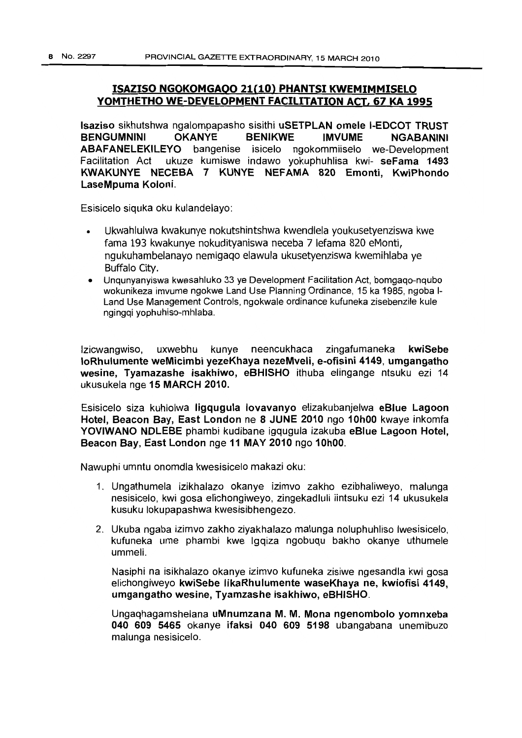## ISAZISO NGOKOMGAQO 21(10) PHANTSI KWEMIMMISELO YOMTHETHO WE-DEVELOPMENT FACILITATION ACT, 67 KA 1995

**Isaziso** sikhutshwa ngalompapasho sisithi **uSETPLAN omele I-EDCOT TRUST BENGUMNINI OKANYE BENIKWE IMVUME NGABANINI ABAFANELEKILEYO** bangenise isicelo ngokommiiselo we-Development Facilitation Act ukuze kumiswe indawo yokuphuhlisa kwi- **seFama 1493 KWAKUNYE NECEBA 7 KUNYE NEFAMA 820 Emonti, KwiPhondo LaseMpuma Koloni.**

Esisicelo siquka oku kulandelayo:

- Ukwahlulwa kwakunye nokutshintshwa kwendlela youkusetyenziswa kwe fama 193 kwakunye nokudityaniswa neceba 7 lefama 820 eMonti, ngukuhambelanayo nemigaqo elawula ukusetyenziswa kwemihlaba ye Buffalo City.
- Unqunyanyiswa kwesahluko 33 ye Development Facilitation Act, bomgaqo-nqubo wokunikeza imvume ngokwe Land Use Planning Ordinance, 15 ka 1985, ngoba I-Land Use Management Controls, ngokwale ordinance kufuneka zisebenzile kule ngingqi yophuhiso-mhlaba.

Izicwangwiso, uxwebhu kunye neencukhaca zingafumaneka **kwiSebe loRhulumente weMicimbi yezeKhaya nezeMveli, e-ofisini 4149, umgangatho wesine, Tyamazashe isakhiwo, eBHISHO** ithuba elingange ntsuku ezi 14 ukusukela nge **15 MARCH 2010.**

Esisicelo siza kuhlolwa **ligqugula lovavanyo** elizakubanjelwa **eBlue Lagoon Hotel, Beacon Bay, East London** ne **8 JUNE 2010** ngo **10h00** kwaye inkomfa **YOVIWANO NDLEBE** phambi kudibane igqugula izakuba **eBlue Lagoon Hotel, Beacon Bay, East London** nge **11 MAY 2010** ngo **10h00.**

Nawuphi umntu onomdla kwesisicelo makazi oku:

1. Ungathumela izikhalazo okanye izimvo zakho ezibhaliweyo, malunga nesisicelo, kwi gosa elichongiweyo, zingekadluli iintsuku ezi 14 ukusukela kusuku lokupapashwa kwesisibhengezo.
2. Ukuba ngaba izimvo zakho ziyakhalazo malunga noluphuhliso lwesisicelo, kufuneka ume phambi kwe Igqiza ngobuqu bakho okanye uthumele ummeli.

   Nasiphi na isikhalazo okanye izimvo kufuneka zisiwe ngesandla kwi gosa elichongiweyo **kwiSebe likaRhulumente waseKhaya ne, kwiofisi 4149, umgangatho wesine, Tyamzashe isakhiwo, eBHISHO.**

   Ungaqhagamshelana **uMnumzana M. M. Mona ngenombolo yomnxeba 040 609 5465** okanye **ifaksi 040 609 5198** ubangabana unemibuzo malunga nesisicelo.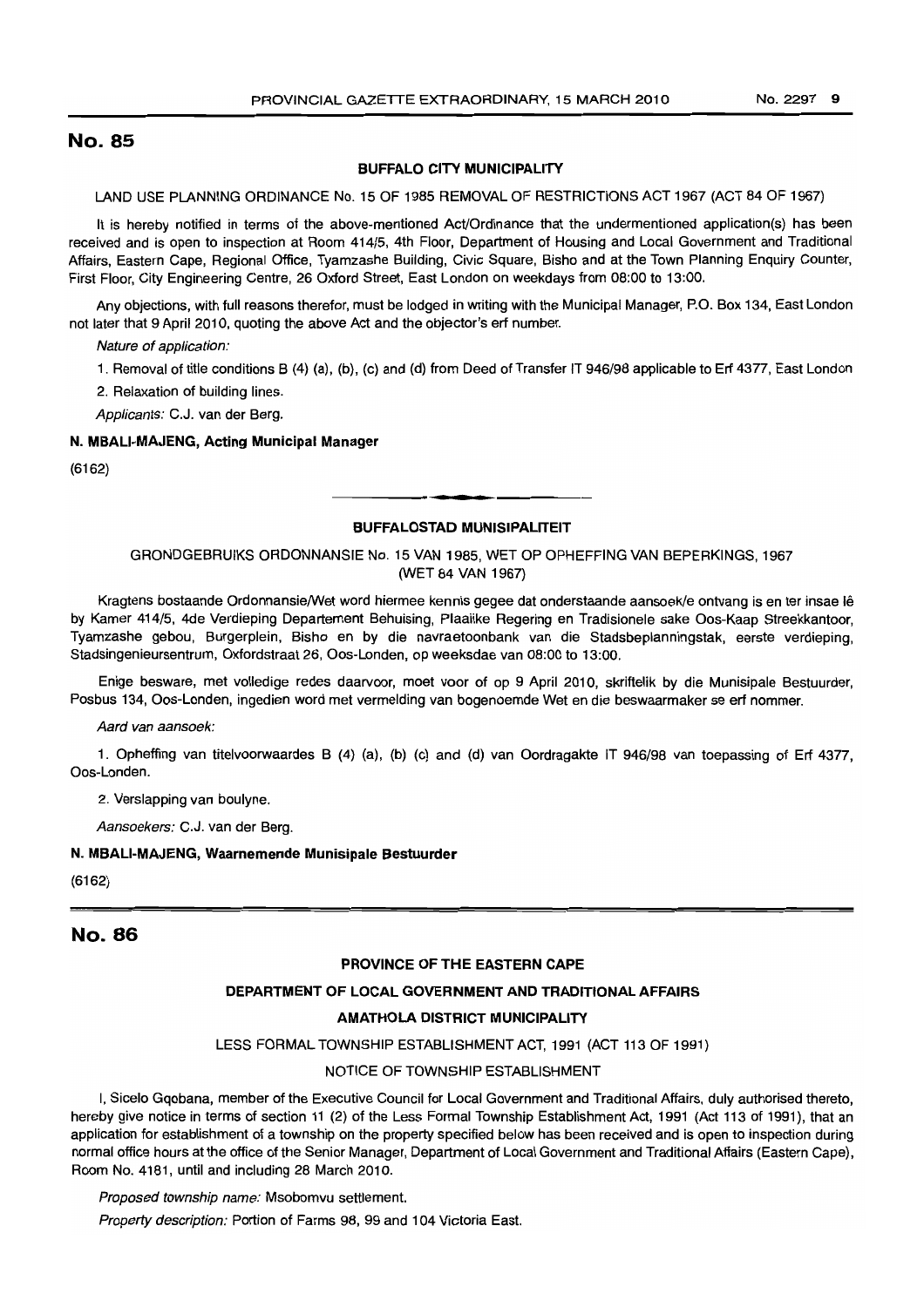## No. 85

**BUFFALO CITY MUNICIPALITY**

LAND USE PLANNING ORDINANCE No. 15 OF 1985 REMOVAL OF RESTRICTIONS ACT 1967 (ACT 84 OF 1967)

It is hereby notified in terms of the above-mentioned Act/Ordinance that the undermentioned application(s) has been received and is open to inspection at Room 414/5, 4th Floor, Department of Housing and Local Government and Traditional Affairs, Eastern Cape, Regional Office, Tyamzashe Building, Civic Square, Bisho and at the Town Planning Enquiry Counter, First Floor, City Engineering Centre, 26 Oxford Street, East London on weekdays from 08:00 to 13:00.

Any objections, with full reasons therefor, must be lodged in writing with the Municipal Manager, P.O. Box 134, East London not later that 9 April 2010, quoting the above Act and the objector's erf number.

*Nature of application:*

1. Removal of title conditions B (4) (a), (b), (c) and (d) from Deed of Transfer IT 946/98 applicable to Erf 4377, East London

2. Relaxation of building lines.

*Applicants:* C.J. van der Berg.

**N. MBALI-MAJENG, Acting Municipal Manager**

(6162)

---

**BUFFALOSTAD MUNISIPALITEIT**

GRONDGEBRUIKS ORDONNANSIE No. 15 VAN 1985, WET OP OPHEFFING VAN BEPERKINGS, 1967 (WET 84 VAN 1967)

Kragtens bostaande Ordonnansie/Wet word hiermee kennis gegee dat onderstaande aansoek/e ontvang is en ter insae lê by Kamer 414/5, 4de Verdieping Departement Behuising, Plaaiike Regering en Tradisionele sake Oos-Kaap Streekkantoor, Tyamzashe gebou, Burgerplein, Bisho en by die navraetoonbank van die Stadsbeplanningstak, eerste verdieping, Stadsingenieursentrum, Oxfordstraat 26, Oos-Londen, op weeksdae van 08:00 to 13:00.

Enige besware, met volledige redes daarvoor, moet voor of op 9 April 2010, skriftelik by die Munisipale Bestuurder, Posbus 134, Oos-Londen, ingedien word met vermelding van bogenoemde Wet en die beswaarmaker se erf nommer.

*Aard van aansoek:*

1. Opheffing van titelvoorwaardes B (4) (a), (b) (c) and (d) van Oordragakte IT 946/98 van toepassing of Erf 4377, Oos-Londen.

2. Verslapping van boulyne.

*Aansoekers:* C.J. van der Berg.

**N. MBALI-MAJENG, Waarnemende Munisipale Bestuurder**

(6162)

## No. 86

**PROVINCE OF THE EASTERN CAPE**

**DEPARTMENT OF LOCAL GOVERNMENT AND TRADITIONAL AFFAIRS**

**AMATHOLA DISTRICT MUNICIPALITY**

LESS FORMAL TOWNSHIP ESTABLISHMENT ACT, 1991 (ACT 113 OF 1991)

NOTICE OF TOWNSHIP ESTABLISHMENT

I, Sicelo Gqobana, member of the Executive Council for Local Government and Traditional Affairs, duly authorised thereto, hereby give notice in terms of section 11 (2) of the Less Formal Township Establishment Act, 1991 (Act 113 of 1991), that an application for establishment of a township on the property specified below has been received and is open to inspection during normal office hours at the office of the Senior Manager, Department of Local Government and Traditional Affairs (Eastern Cape), Room No. 4181, until and including 28 March 2010.

*Proposed township name:* Msobomvu settlement.

*Property description:* Portion of Farms 98, 99 and 104 Victoria East.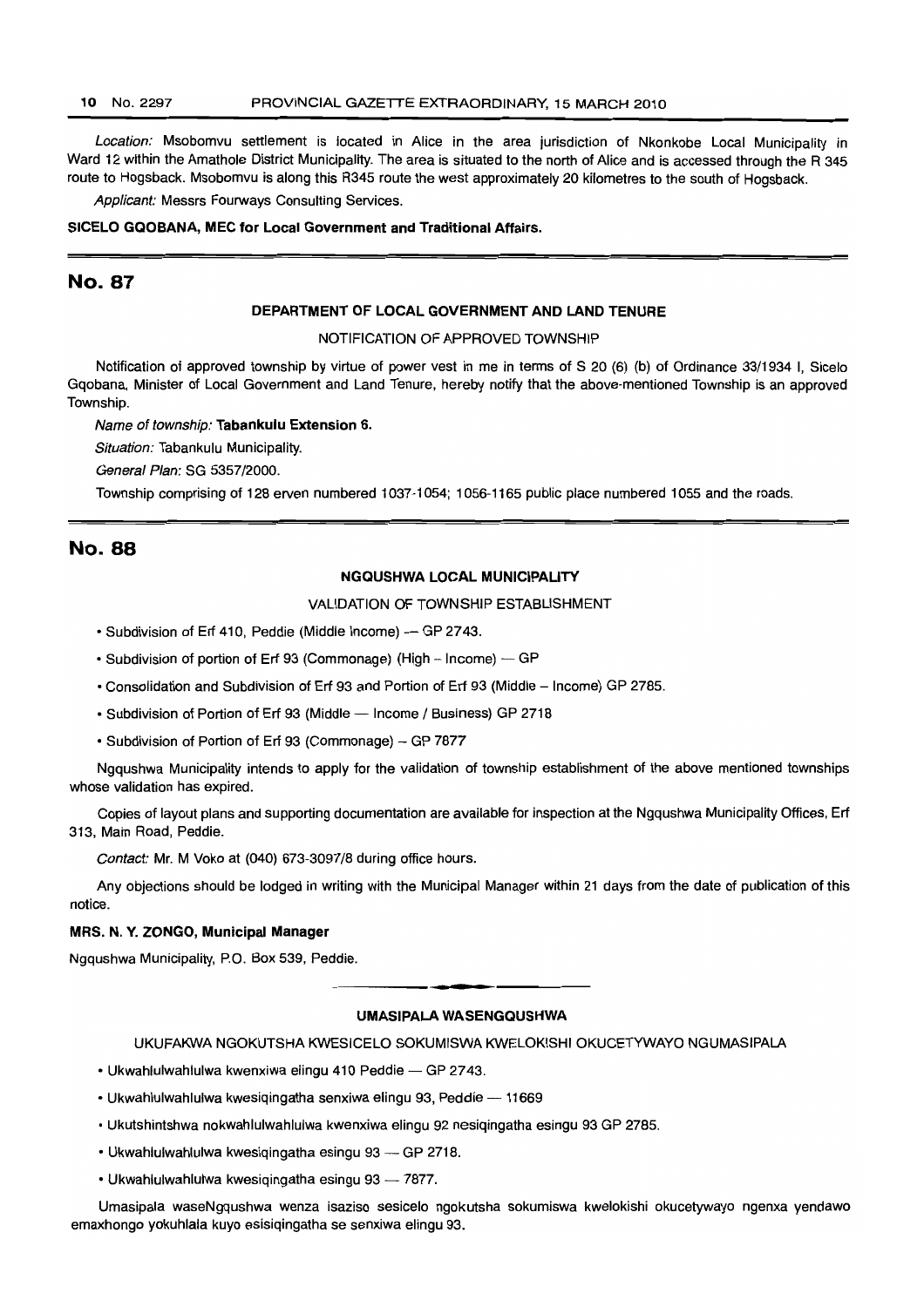*Location:* Msobomvu settlement is located in Alice in the area jurisdiction of Nkonkobe Local Municipality in Ward 12 within the Amathole District Municipality. The area is situated to the north of Alice and is accessed through the R 345 route to Hogsback. Msobomvu is along this R345 route the west approximately 20 kilometres to the south of Hogsback.

*Applicant:* Messrs Fourways Consulting Services.

**SICELO GQOBANA, MEC for Local Government and Traditional Affairs.**

## No. 87

### DEPARTMENT OF LOCAL GOVERNMENT AND LAND TENURE

NOTIFICATION OF APPROVED TOWNSHIP

Notification of approved township by virtue of power vest in me in terms of S 20 (6) (b) of Ordinance 33/1934 I, Sicelo Gqobana, Minister of Local Government and Land Tenure, hereby notify that the above-mentioned Township is an approved Township.

*Name of township:* **Tabankulu Extension 6.**

*Situation:* Tabankulu Municipality.

*General Plan:* SG 5357/2000.

Township comprising of 128 erven numbered 1037-1054; 1056-1165 public place numbered 1055 and the roads.

## No. 88

### NGQUSHWA LOCAL MUNICIPALITY

VALIDATION OF TOWNSHIP ESTABLISHMENT

- Subdivision of Erf 410, Peddie (Middle Income) — GP 2743.
- Subdivision of portion of Erf 93 (Commonage) (High – Income) — GP
- Consolidation and Subdivision of Erf 93 and Portion of Erf 93 (Middle – Income) GP 2785.
- Subdivision of Portion of Erf 93 (Middle — Income / Business) GP 2718
- Subdivision of Portion of Erf 93 (Commonage) – GP 7877

Ngqushwa Municipality intends to apply for the validation of township establishment of the above mentioned townships whose validation has expired.

Copies of layout plans and supporting documentation are available for inspection at the Ngqushwa Municipality Offices, Erf 313, Main Road, Peddie.

*Contact:* Mr. M Voko at (040) 673-3097/8 during office hours.

Any objections should be lodged in writing with the Municipal Manager within 21 days from the date of publication of this notice.

**MRS. N. Y. ZONGO, Municipal Manager**

Ngqushwa Municipality, P.O. Box 539, Peddie.

---

### UMASIPALA WASENGQUSHWA

UKUFAKWA NGOKUTSHA KWESICELO SOKUMISWA KWELOKISHI OKUCETYWAYO NGUMASIPALA

- Ukwahlulwahlulwa kwenxiwa elingu 410 Peddie — GP 2743.
- Ukwahlulwahlulwa kwesiqingatha senxiwa elingu 93, Peddie — 11669
- Ukutshintshwa nokwahlulwahlulwa kwenxiwa elingu 92 nesiqingatha esingu 93 GP 2785.
- Ukwahlulwahlulwa kwesiqingatha esingu 93 — GP 2718.
- Ukwahlulwahlulwa kwesiqingatha esingu 93 — 7877.

Umasipala waseNgqushwa wenza isaziso sesicelo ngokutsha sokumiswa kwelokishi okucetywayo ngenxa yendawo emaxhongo yokuhlala kuyo esisiqingatha se senxiwa elingu 93.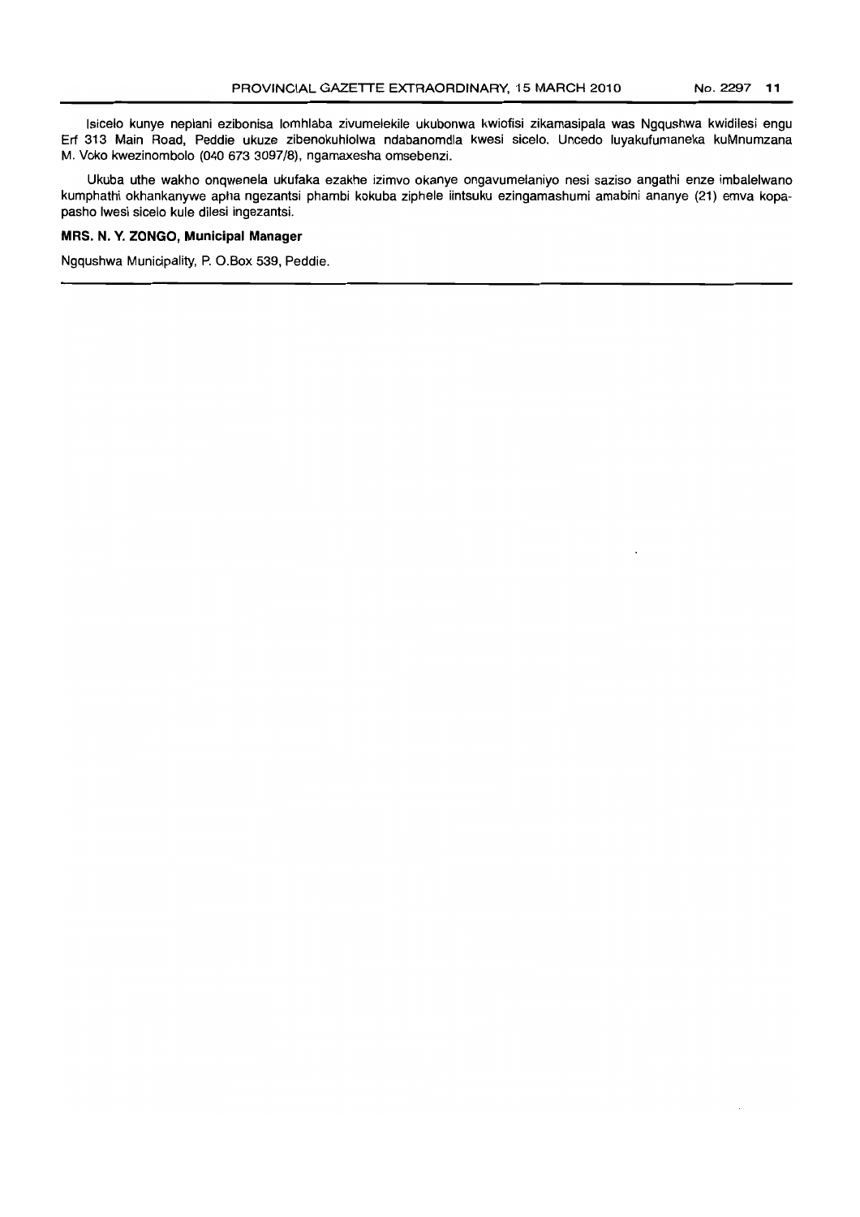Isicelo kunye neplani ezibonisa lomhlaba zivumelekile ukubonwa kwiofisi zikamasipala was Ngqushwa kwidilesi engu Erf 313 Main Road, Peddie ukuze zibenokuhlolwa ndabanomdla kwesi sicelo. Uncedo luyakufumaneka kuMnumzana M. Voko kwezinombolo (040 673 3097/8), ngamaxesha omsebenzi.

Ukuba uthe wakho onqwenela ukufaka ezakhe izimvo okanye ongavumelaniyo nesi saziso angathi enze imbalelwano kumphathi okhankanywe apha ngezantsi phambi kokuba ziphele iintsuku ezingamashumi amabini ananye (21) emva kopapasho lwesi sicelo kule dilesi ingezantsi.

**MRS. N. Y. ZONGO, Municipal Manager**

Ngqushwa Municipality, P. O.Box 539, Peddie.